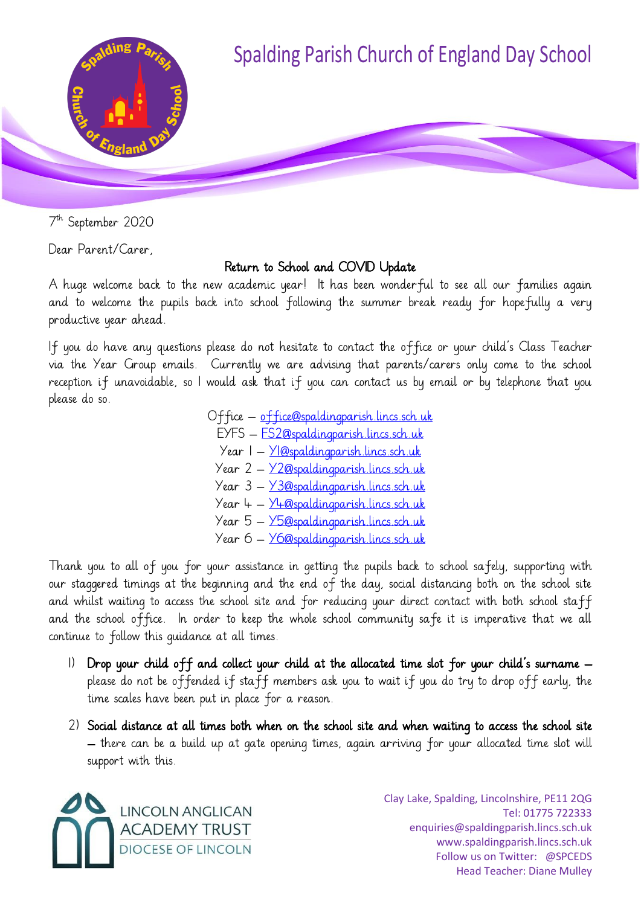# Spalding Parish Church of England Day School

7th September 2020

Dear Parent/Carer,

**Return to School and COVID Update**

A huge welcome back to the new academic year! It has been wonderful to see all our families again and to welcome the pupils back into school following the summer break ready for hopefully a very productive year ahead.

If you do have any questions please do not hesitate to contact the office or your child's Class Teacher via the Year Group emails. Currently we are advising that parents/carers only come to the school reception if unavoidable, so I would ask that if you can contact us by email or by telephone that you please do so.

Office – office@spaldingparish.lincs.sch.uk
EYFS – FS2@spaldingparish.lincs.sch.uk
Year 1 – Y1@spaldingparish.lincs.sch.uk
Year 2 – Y2@spaldingparish.lincs.sch.uk
Year 3 – Y3@spaldingparish.lincs.sch.uk
Year 4 – Y4@spaldingparish.lincs.sch.uk
Year 5 – Y5@spaldingparish.lincs.sch.uk
Year 6 – Y6@spaldingparish.lincs.sch.uk

Thank you to all of you for your assistance in getting the pupils back to school safely, supporting with our staggered timings at the beginning and the end of the day, social distancing both on the school site and whilst waiting to access the school site and for reducing your direct contact with both school staff and the school office. In order to keep the whole school community safe it is imperative that we all continue to follow this guidance at all times.

1) **Drop your child off and collect your child at the allocated time slot for your child's surname** – please do not be offended if staff members ask you to wait if you do try to drop off early, the time scales have been put in place for a reason.

2) **Social distance at all times both when on the school site and when waiting to access the school site** – there can be a build up at gate opening times, again arriving for your allocated time slot will support with this.

LINCOLN ANGLICAN ACADEMY TRUST
DIOCESE OF LINCOLN

Clay Lake, Spalding, Lincolnshire, PE11 2QG
Tel: 01775 722333
enquiries@spaldingparish.lincs.sch.uk
www.spaldingparish.lincs.sch.uk
Follow us on Twitter: @SPCEDS
Head Teacher: Diane Mulley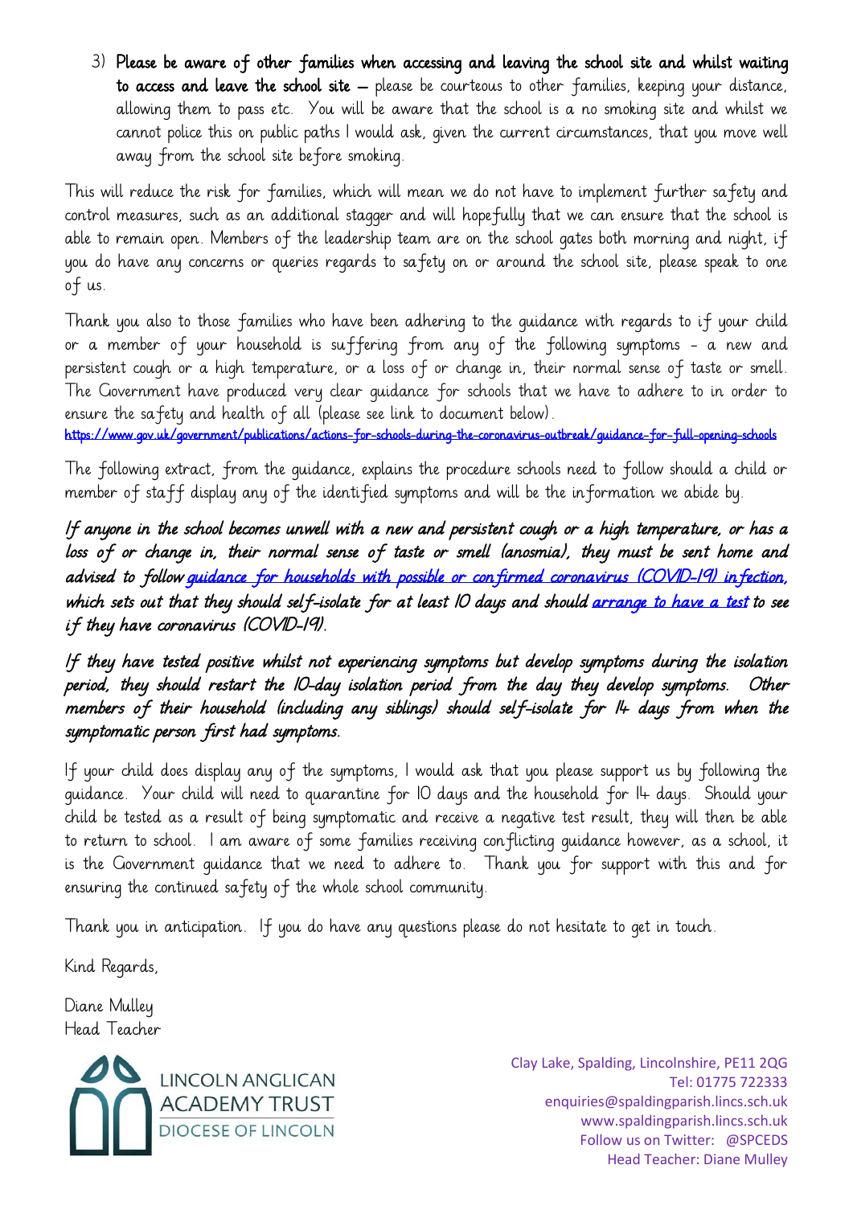3) **Please be aware of other families when accessing and leaving the school site and whilst waiting to access and leave the school site** – please be courteous to other families, keeping your distance, allowing them to pass etc. You will be aware that the school is a no smoking site and whilst we cannot police this on public paths I would ask, given the current circumstances, that you move well away from the school site before smoking.

This will reduce the risk for families, which will mean we do not have to implement further safety and control measures, such as an additional stagger and will hopefully that we can ensure that the school is able to remain open. Members of the leadership team are on the school gates both morning and night, if you do have any concerns or queries regards to safety on or around the school site, please speak to one of us.

Thank you also to those families who have been adhering to the guidance with regards to if your child or a member of your household is suffering from any of the following symptoms - a new and persistent cough or a high temperature, or a loss of or change in, their normal sense of taste or smell. The Government have produced very clear guidance for schools that we have to adhere to in order to ensure the safety and health of all (please see link to document below).
https://www.gov.uk/government/publications/actions-for-schools-during-the-coronavirus-outbreak/guidance-for-full-opening-schools

The following extract, from the guidance, explains the procedure schools need to follow should a child or member of staff display any of the identified symptoms and will be the information we abide by.

***If anyone in the school becomes unwell with a new and persistent cough or a high temperature, or has a loss of or change in, their normal sense of taste or smell (anosmia), they must be sent home and advised to follow guidance for households with possible or confirmed coronavirus (COVID-19) infection, which sets out that they should self-isolate for at least 10 days and should arrange to have a test to see if they have coronavirus (COVID-19).***

***If they have tested positive whilst not experiencing symptoms but develop symptoms during the isolation period, they should restart the 10-day isolation period from the day they develop symptoms. Other members of their household (including any siblings) should self-isolate for 14 days from when the symptomatic person first had symptoms.***

If your child does display any of the symptoms, I would ask that you please support us by following the guidance. Your child will need to quarantine for 10 days and the household for 14 days. Should your child be tested as a result of being symptomatic and receive a negative test result, they will then be able to return to school. I am aware of some families receiving conflicting guidance however, as a school, it is the Government guidance that we need to adhere to. Thank you for support with this and for ensuring the continued safety of the whole school community.

Thank you in anticipation. If you do have any questions please do not hesitate to get in touch.

Kind Regards,

Diane Mulley
Head Teacher

LINCOLN ANGLICAN ACADEMY TRUST
DIOCESE OF LINCOLN

Clay Lake, Spalding, Lincolnshire, PE11 2QG
Tel: 01775 722333
enquiries@spaldingparish.lincs.sch.uk
www.spaldingparish.lincs.sch.uk
Follow us on Twitter: @SPCEDS
Head Teacher: Diane Mulley